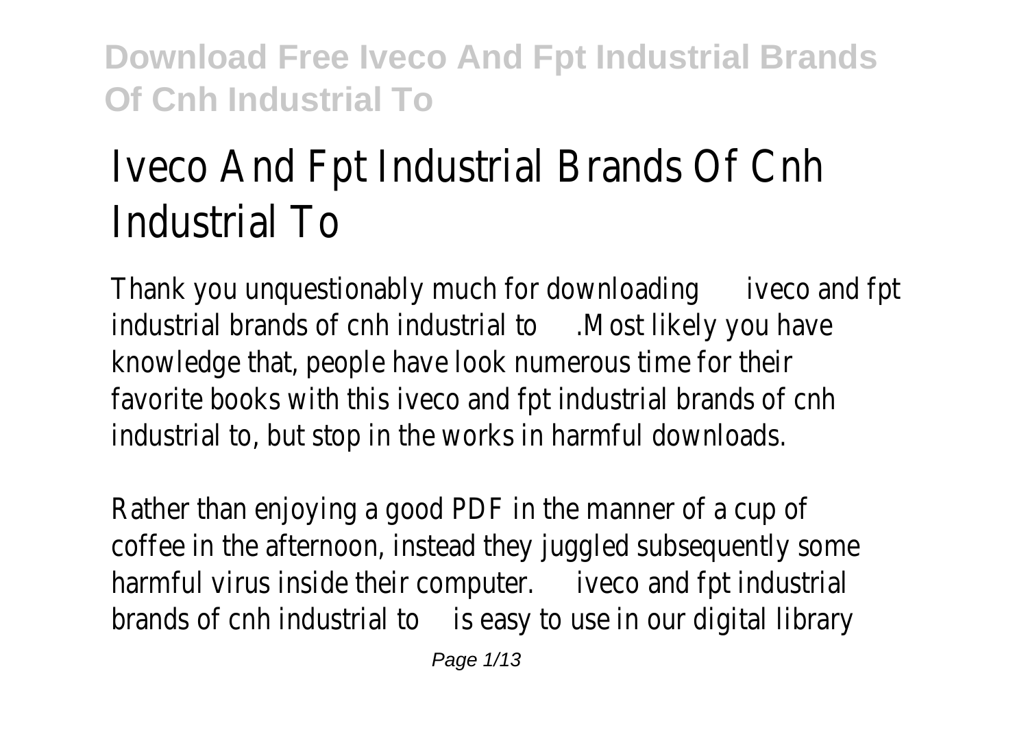# Iveco And Fpt Industrial Brands Of Cnh Industrial To

Thank you unquestionably much for downloading **iveco and fpt industrial brands of cnh industrial to**.Most likely you have knowledge that, people have look numerous time for their favorite books with this iveco and fpt industrial brands of cnh industrial to, but stop in the works in harmful downloads.

Rather than enjoying a good PDF in the manner of a cup of coffee in the afternoon, instead they juggled subsequently some harmful virus inside their computer. **iveco and fpt industrial brands of cnh industrial to** is easy to use in our digital library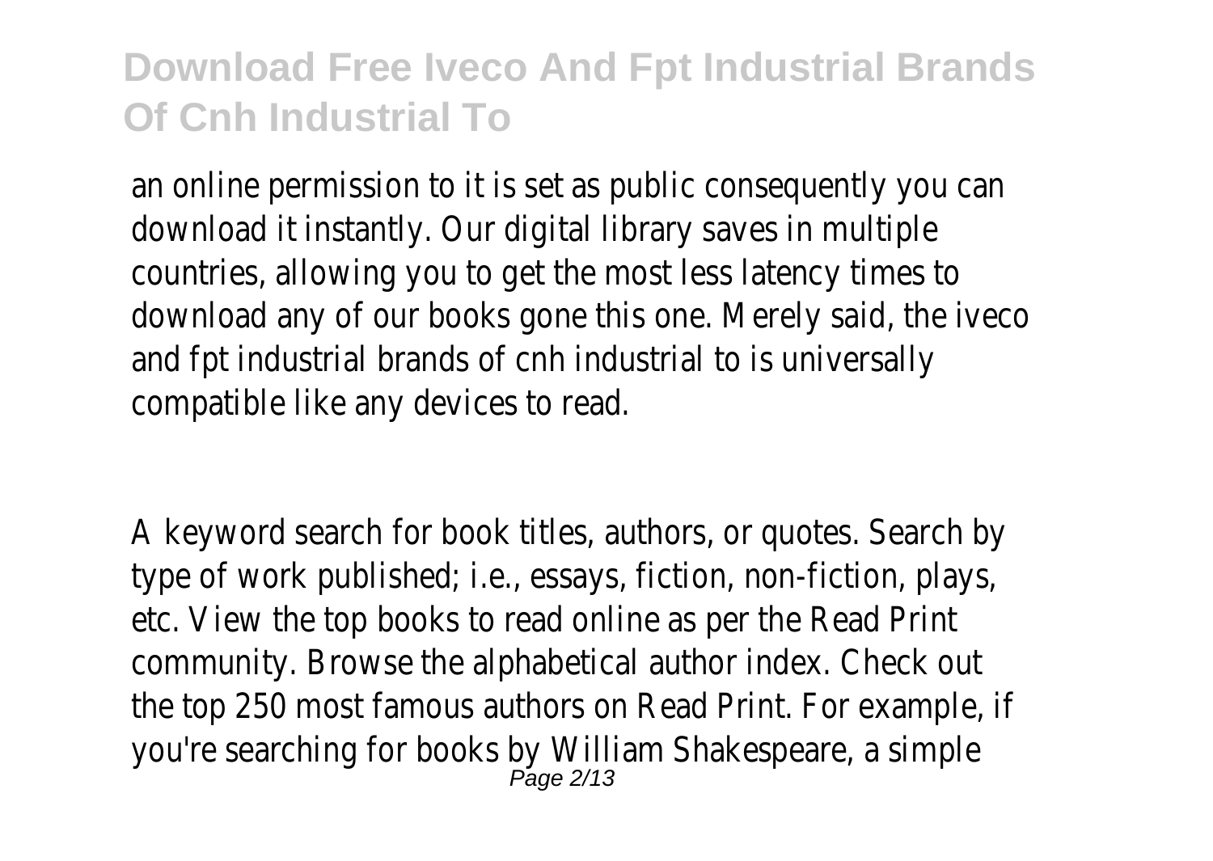an online permission to it is set as public consequently you can download it instantly. Our digital library saves in multiple countries, allowing you to get the most less latency times to download any of our books gone this one. Merely said, the iveco and fpt industrial brands of cnh industrial to is universally compatible like any devices to read.

A keyword search for book titles, authors, or quotes. Search by type of work published; i.e., essays, fiction, non-fiction, plays, etc. View the top books to read online as per the Read Print community. Browse the alphabetical author index. Check out the top 250 most famous authors on Read Print. For example, if you're searching for books by William Shakespeare, a simple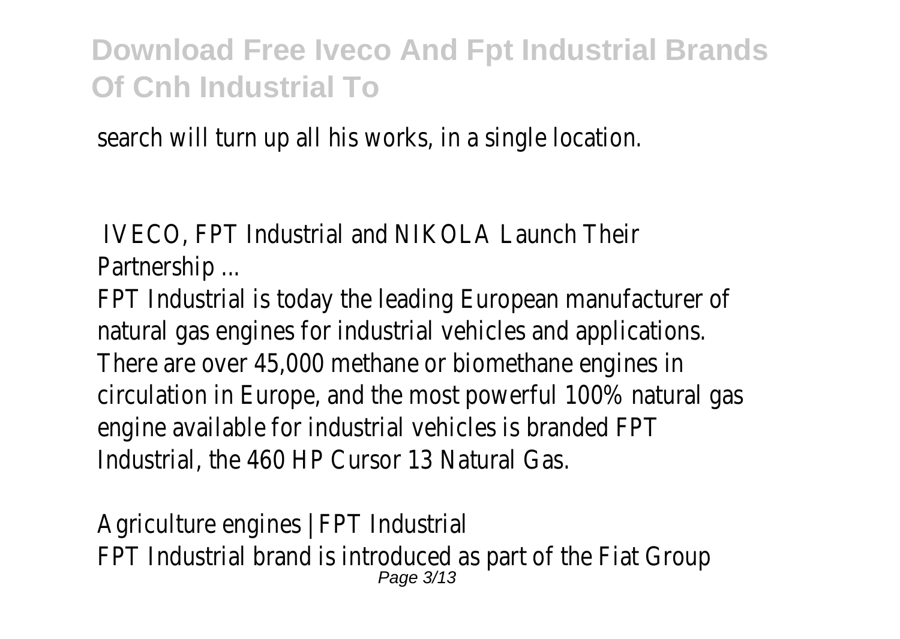search will turn up all his works, in a single location.

IVECO, FPT Industrial and NIKOLA Launch Their Partnership ...

FPT Industrial is today the leading European manufacturer of natural gas engines for industrial vehicles and applications. There are over 45,000 methane or biomethane engines in circulation in Europe, and the most powerful 100% natural gas engine available for industrial vehicles is branded FPT Industrial, the 460 HP Cursor 13 Natural Gas.

Agriculture engines | FPT Industrial

FPT Industrial brand is introduced as part of the Fiat Group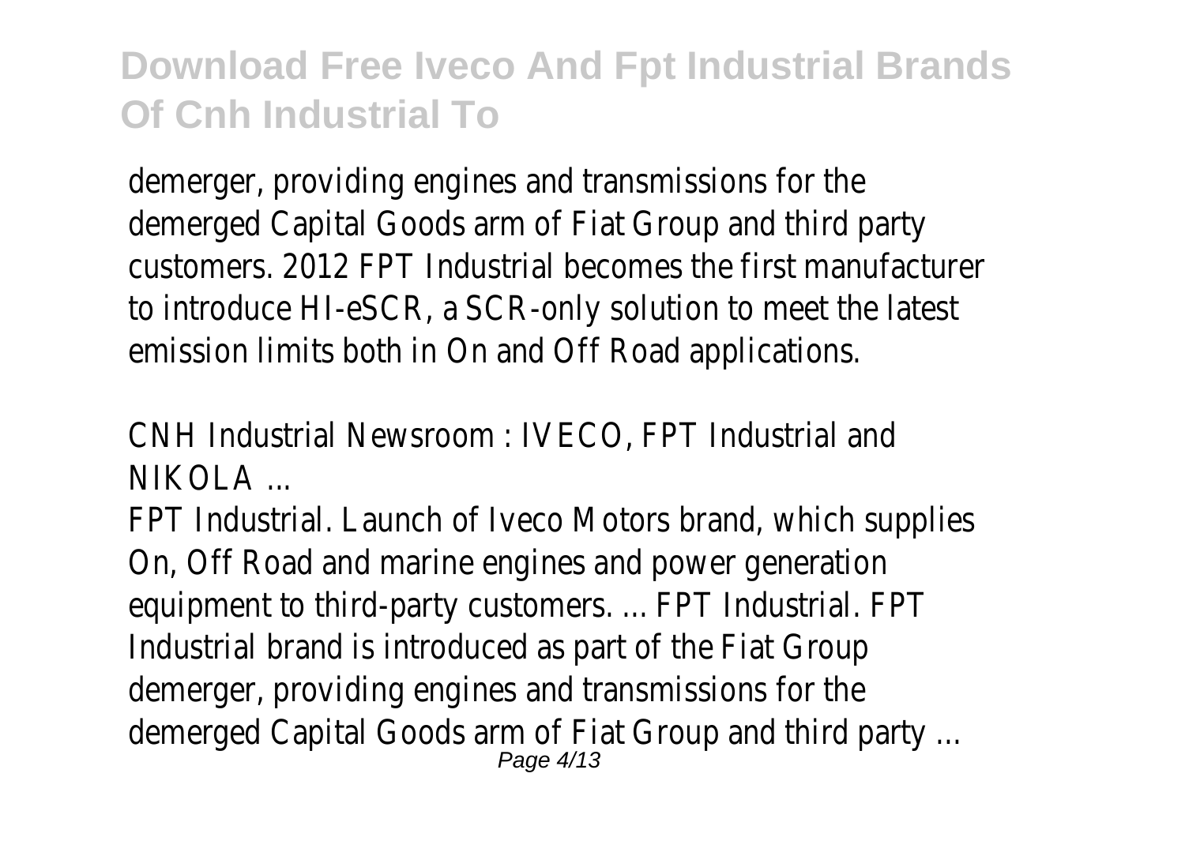demerger, providing engines and transmissions for the demerged Capital Goods arm of Fiat Group and third party customers. 2012 FPT Industrial becomes the first manufacturer to introduce HI-eSCR, a SCR-only solution to meet the latest emission limits both in On and Off Road applications.

CNH Industrial Newsroom : IVECO, FPT Industrial and NIKOLA ...

FPT Industrial. Launch of Iveco Motors brand, which supplies On, Off Road and marine engines and power generation equipment to third-party customers. ... FPT Industrial. FPT Industrial brand is introduced as part of the Fiat Group demerger, providing engines and transmissions for the demerged Capital Goods arm of Fiat Group and third party ...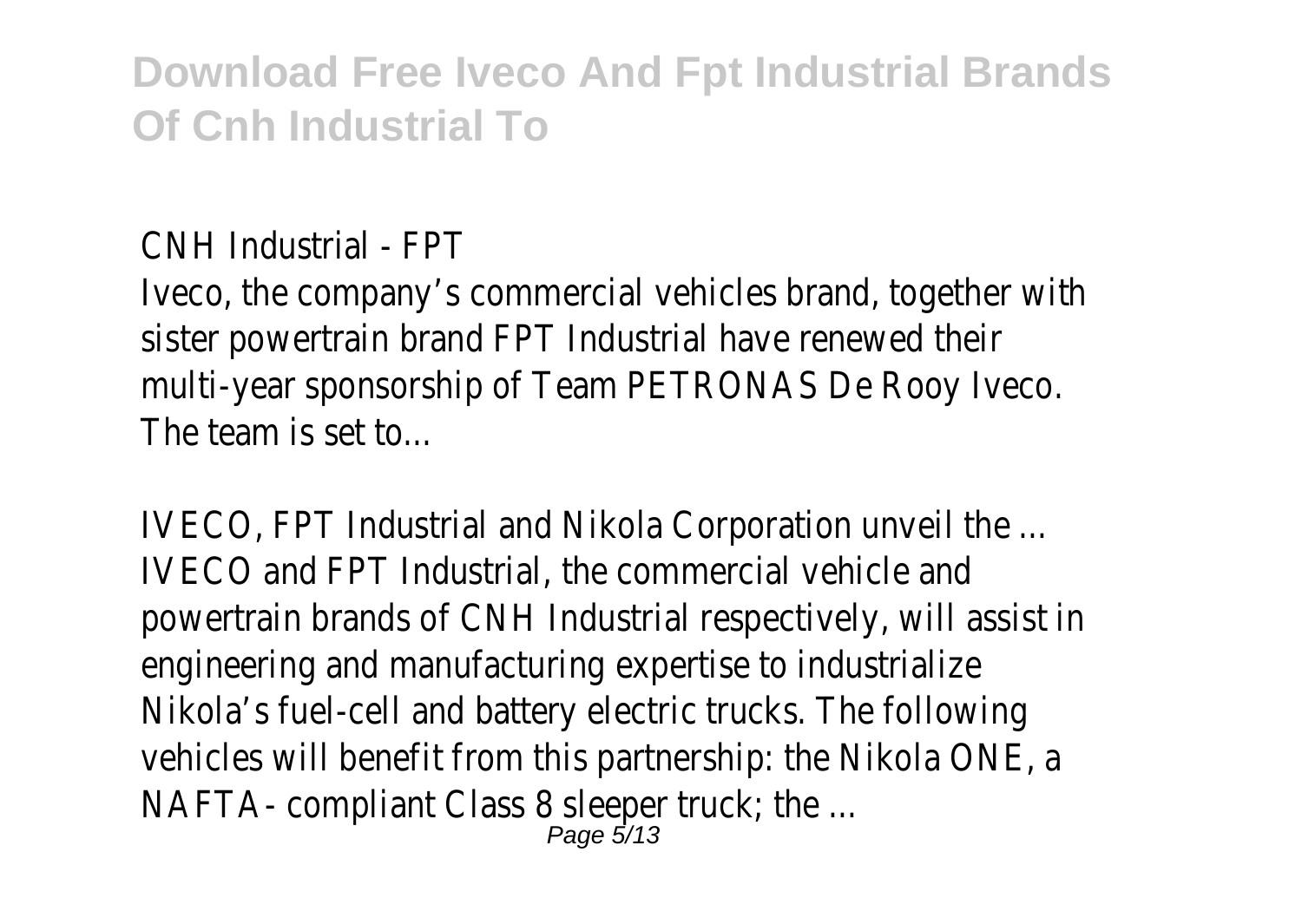CNH Industrial - FPT

Iveco, the company's commercial vehicles brand, together with sister powertrain brand FPT Industrial have renewed their multi-year sponsorship of Team PETRONAS De Rooy Iveco. The team is set to...

IVECO, FPT Industrial and Nikola Corporation unveil the ...

IVECO and FPT Industrial, the commercial vehicle and powertrain brands of CNH Industrial respectively, will assist in engineering and manufacturing expertise to industrialize Nikola's fuel-cell and battery electric trucks. The following vehicles will benefit from this partnership: the Nikola ONE, a NAFTA- compliant Class 8 sleeper truck; the ...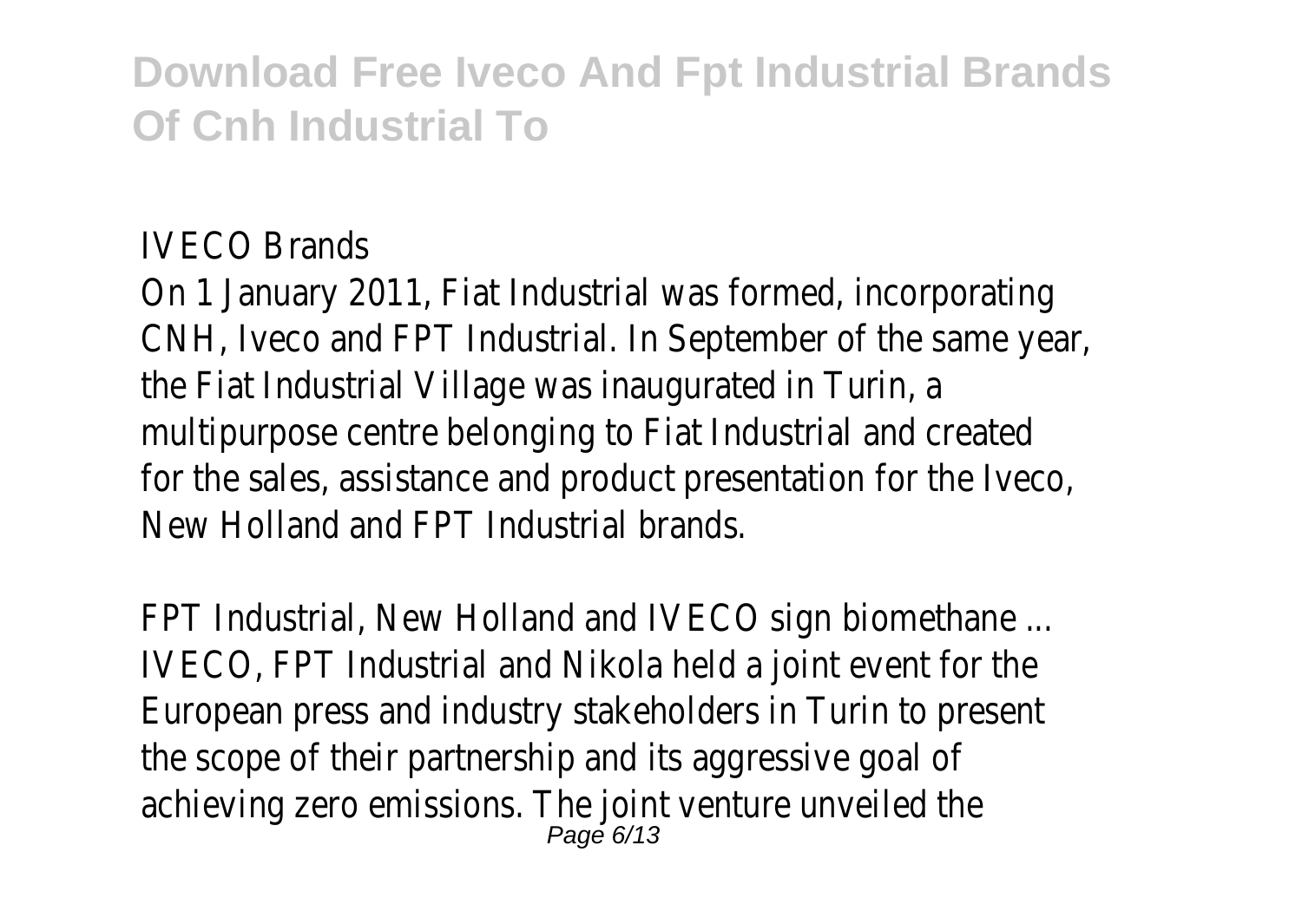IVECO Brands

On 1 January 2011, Fiat Industrial was formed, incorporating CNH, Iveco and FPT Industrial. In September of the same year, the Fiat Industrial Village was inaugurated in Turin, a multipurpose centre belonging to Fiat Industrial and created for the sales, assistance and product presentation for the Iveco, New Holland and FPT Industrial brands.

FPT Industrial, New Holland and IVECO sign biomethane ...

IVECO, FPT Industrial and Nikola held a joint event for the European press and industry stakeholders in Turin to present the scope of their partnership and its aggressive goal of achieving zero emissions. The joint venture unveiled the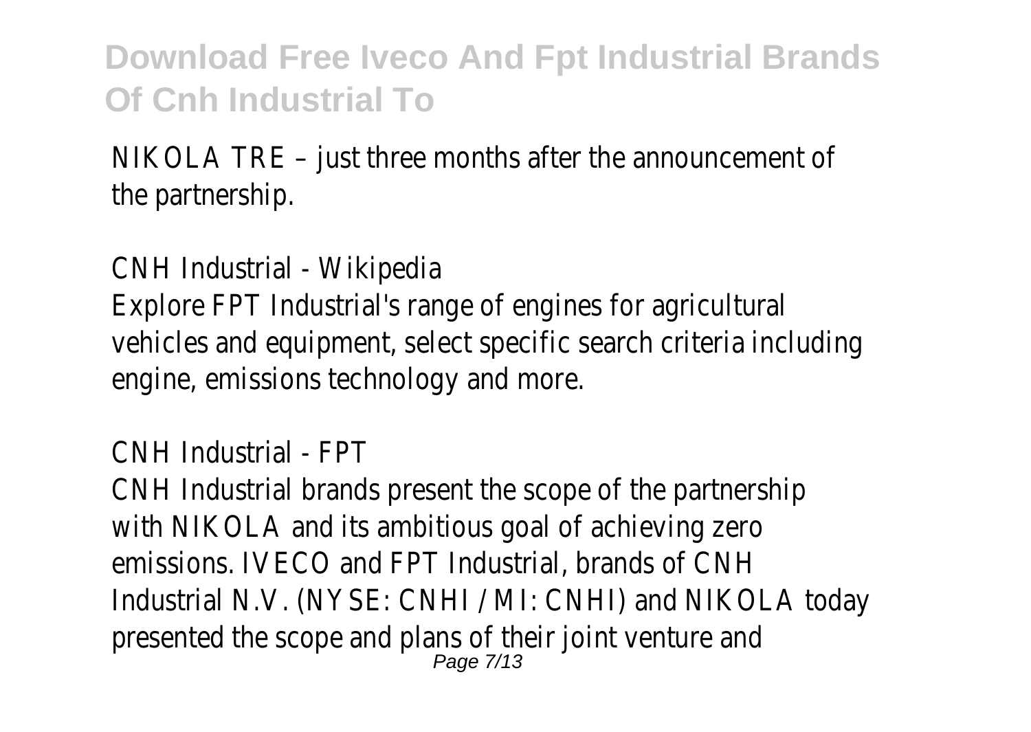NIKOLA TRE – just three months after the announcement of the partnership.

CNH Industrial - Wikipedia

Explore FPT Industrial's range of engines for agricultural vehicles and equipment, select specific search criteria including engine, emissions technology and more.

CNH Industrial - FPT

CNH Industrial brands present the scope of the partnership with NIKOLA and its ambitious goal of achieving zero emissions. IVECO and FPT Industrial, brands of CNH Industrial N.V. (NYSE: CNHI / MI: CNHI) and NIKOLA today presented the scope and plans of their joint venture and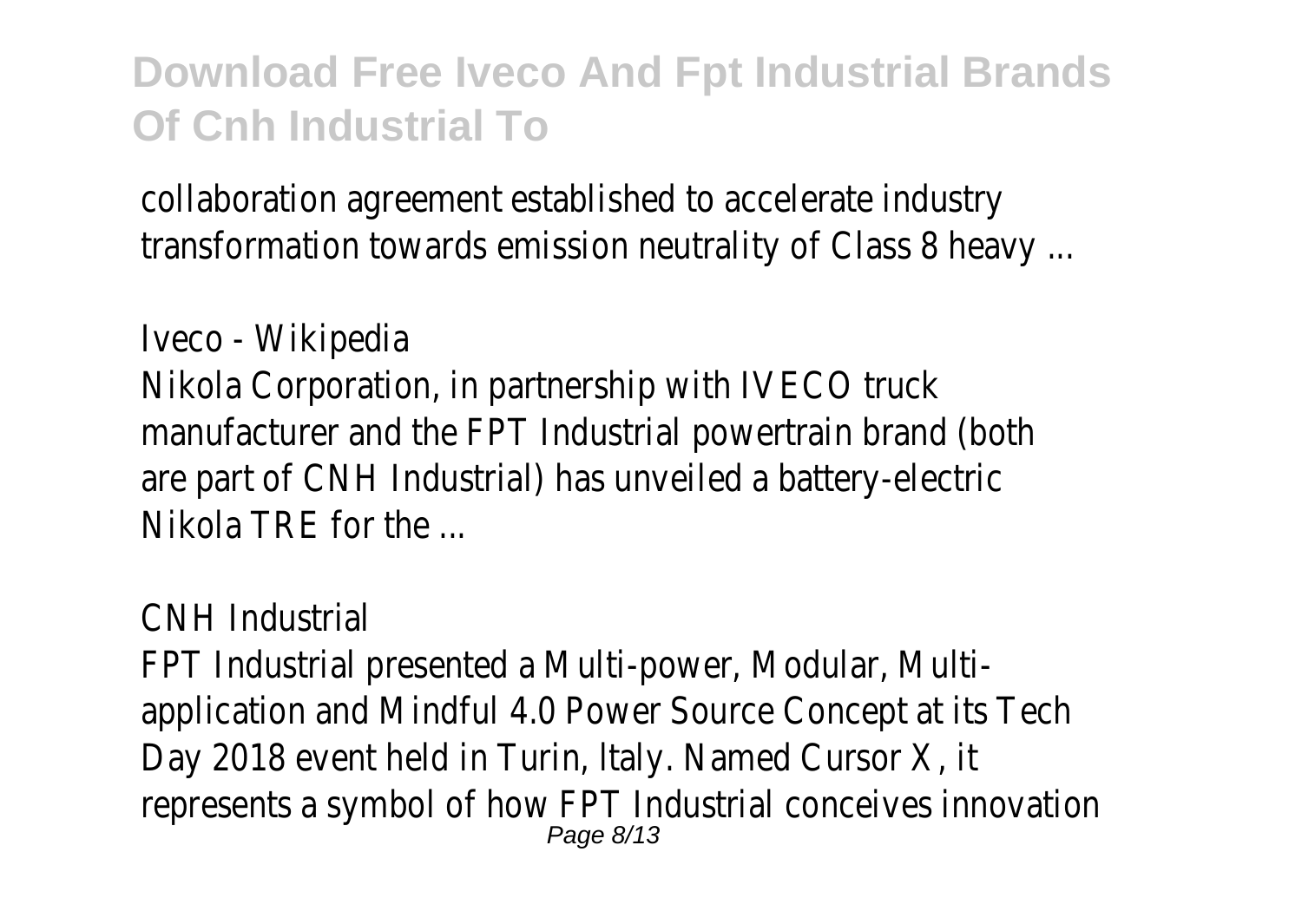collaboration agreement established to accelerate industry transformation towards emission neutrality of Class 8 heavy ...

Iveco - Wikipedia

Nikola Corporation, in partnership with IVECO truck manufacturer and the FPT Industrial powertrain brand (both are part of CNH Industrial) has unveiled a battery-electric Nikola TRE for the ...

CNH Industrial

FPT Industrial presented a Multi-power, Modular, Multi-application and Mindful 4.0 Power Source Concept at its Tech Day 2018 event held in Turin, Italy. Named Cursor X, it represents a symbol of how FPT Industrial conceives innovation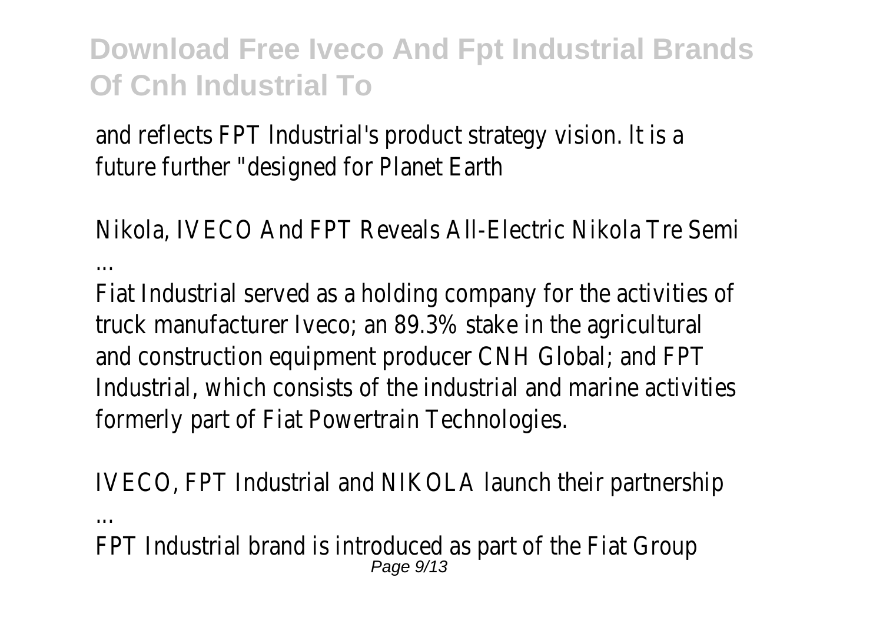and reflects FPT Industrial's product strategy vision. It is a future further "designed for Planet Earth

Nikola, IVECO And FPT Reveals All-Electric Nikola Tre Semi ...

Fiat Industrial served as a holding company for the activities of truck manufacturer Iveco; an 89.3% stake in the agricultural and construction equipment producer CNH Global; and FPT Industrial, which consists of the industrial and marine activities formerly part of Fiat Powertrain Technologies.

IVECO, FPT Industrial and NIKOLA launch their partnership ...

FPT Industrial brand is introduced as part of the Fiat Group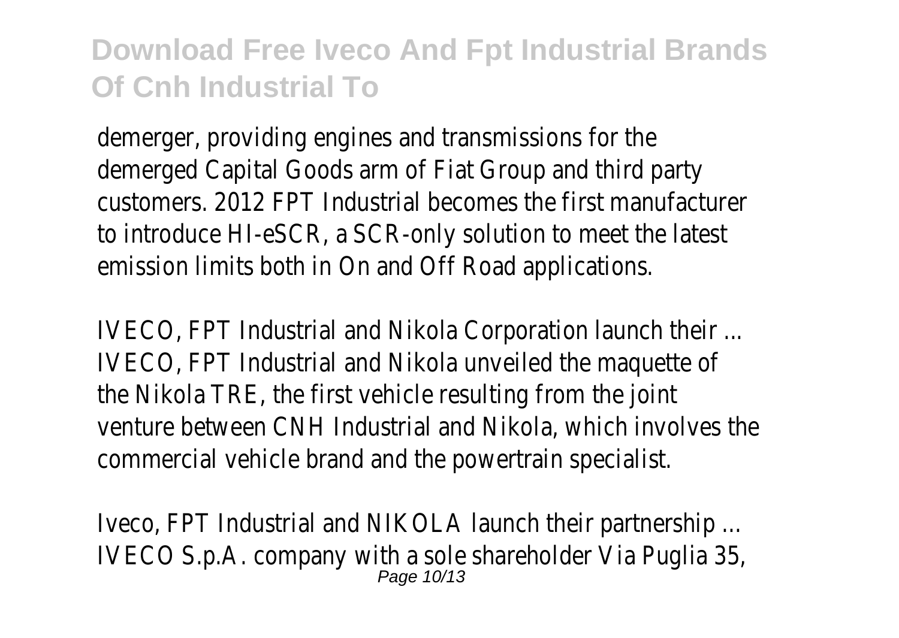demerger, providing engines and transmissions for the demerged Capital Goods arm of Fiat Group and third party customers. 2012 FPT Industrial becomes the first manufacturer to introduce HI-eSCR, a SCR-only solution to meet the latest emission limits both in On and Off Road applications.

IVECO, FPT Industrial and Nikola Corporation launch their ...
IVECO, FPT Industrial and Nikola unveiled the maquette of the Nikola TRE, the first vehicle resulting from the joint venture between CNH Industrial and Nikola, which involves the commercial vehicle brand and the powertrain specialist.

Iveco, FPT Industrial and NIKOLA launch their partnership ...
IVECO S.p.A. company with a sole shareholder Via Puglia 35,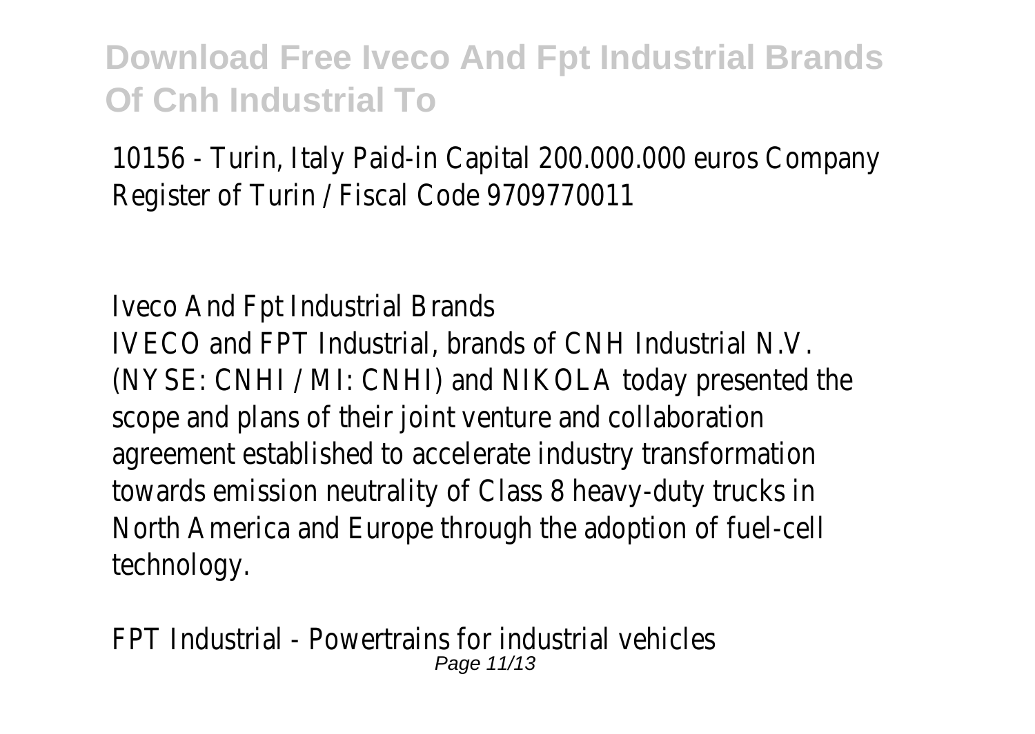10156 - Turin, Italy Paid-in Capital 200.000.000 euros Company Register of Turin / Fiscal Code 9709770011

Iveco And Fpt Industrial Brands

IVECO and FPT Industrial, brands of CNH Industrial N.V. (NYSE: CNHI / MI: CNHI) and NIKOLA today presented the scope and plans of their joint venture and collaboration agreement established to accelerate industry transformation towards emission neutrality of Class 8 heavy-duty trucks in North America and Europe through the adoption of fuel-cell technology.

FPT Industrial - Powertrains for industrial vehicles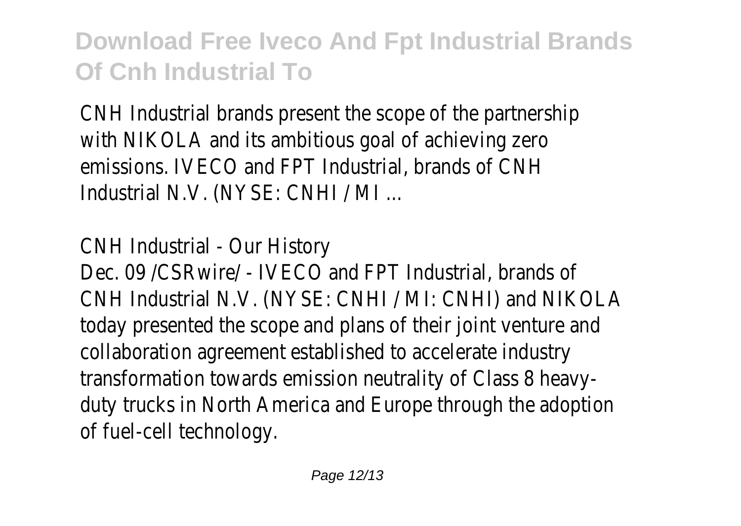CNH Industrial brands present the scope of the partnership with NIKOLA and its ambitious goal of achieving zero emissions. IVECO and FPT Industrial, brands of CNH Industrial N.V. (NYSE: CNHI / MI ...

CNH Industrial - Our History

Dec. 09 /CSRwire/ - IVECO and FPT Industrial, brands of CNH Industrial N.V. (NYSE: CNHI / MI: CNHI) and NIKOLA today presented the scope and plans of their joint venture and collaboration agreement established to accelerate industry transformation towards emission neutrality of Class 8 heavy-duty trucks in North America and Europe through the adoption of fuel-cell technology.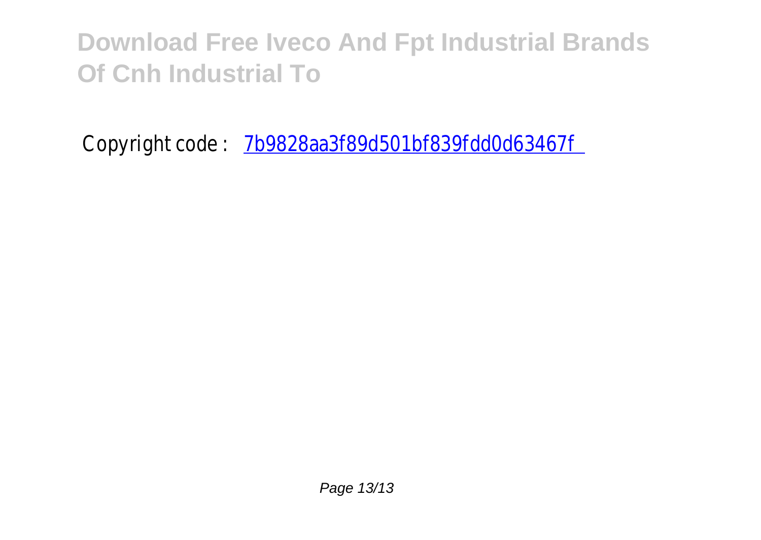Copyright code : 7b9828aa3f89d501bf839fdd0d63467f